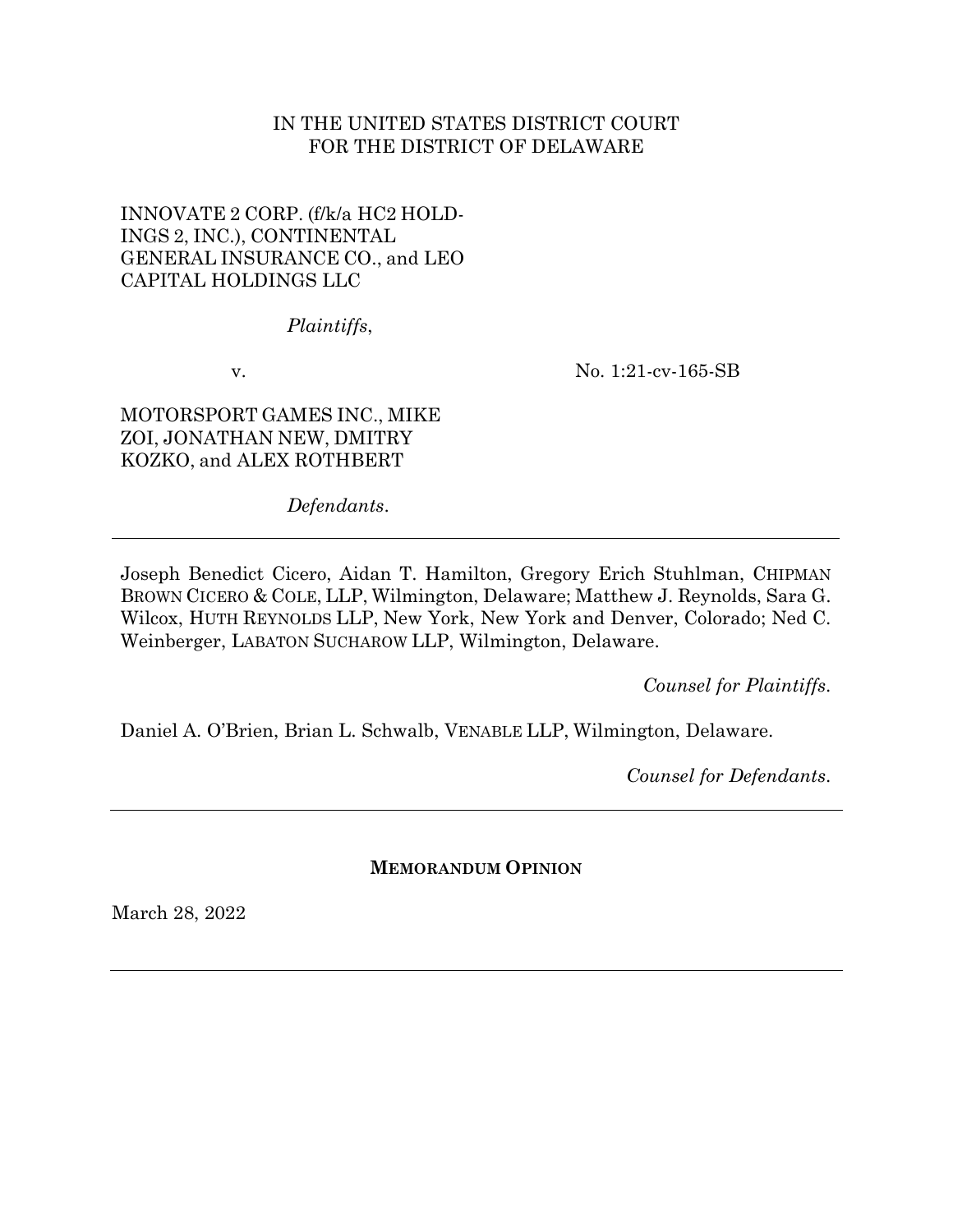IN THE UNITED STATES DISTRICT COURT
FOR THE DISTRICT OF DELAWARE

INNOVATE 2 CORP. (f/k/a HC2 HOLDINGS 2, INC.), CONTINENTAL GENERAL INSURANCE CO., and LEO CAPITAL HOLDINGS LLC

*Plaintiffs*,

v.

No. 1:21-cv-165-SB

MOTORSPORT GAMES INC., MIKE ZOI, JONATHAN NEW, DMITRY KOZKO, and ALEX ROTHBERT

*Defendants*.

---

Joseph Benedict Cicero, Aidan T. Hamilton, Gregory Erich Stuhlman, CHIPMAN BROWN CICERO & COLE, LLP, Wilmington, Delaware; Matthew J. Reynolds, Sara G. Wilcox, HUTH REYNOLDS LLP, New York, New York and Denver, Colorado; Ned C. Weinberger, LABATON SUCHAROW LLP, Wilmington, Delaware.

*Counsel for Plaintiffs*.

Daniel A. O'Brien, Brian L. Schwalb, VENABLE LLP, Wilmington, Delaware.

*Counsel for Defendants*.

---

**MEMORANDUM OPINION**

March 28, 2022

---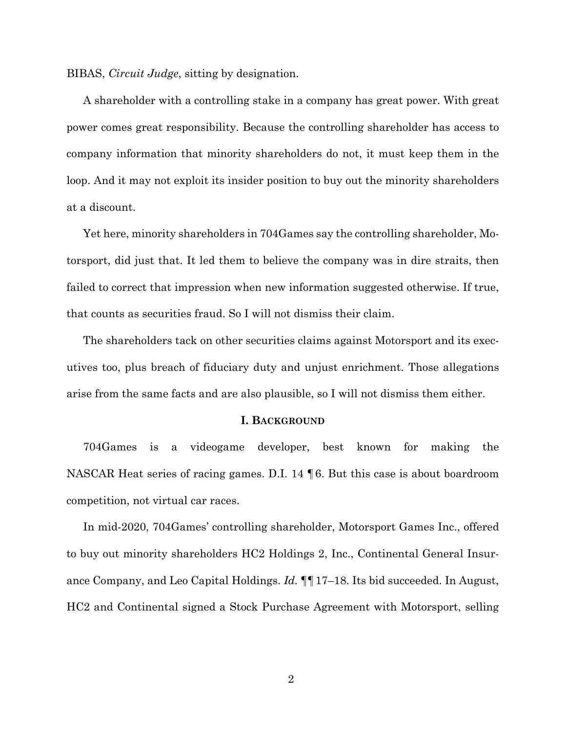BIBAS, *Circuit Judge*, sitting by designation.

A shareholder with a controlling stake in a company has great power. With great power comes great responsibility. Because the controlling shareholder has access to company information that minority shareholders do not, it must keep them in the loop. And it may not exploit its insider position to buy out the minority shareholders at a discount.

Yet here, minority shareholders in 704Games say the controlling shareholder, Motorsport, did just that. It led them to believe the company was in dire straits, then failed to correct that impression when new information suggested otherwise. If true, that counts as securities fraud. So I will not dismiss their claim.

The shareholders tack on other securities claims against Motorsport and its executives too, plus breach of fiduciary duty and unjust enrichment. Those allegations arise from the same facts and are also plausible, so I will not dismiss them either.

## I. BACKGROUND

704Games is a videogame developer, best known for making the NASCAR Heat series of racing games. D.I. 14 ¶ 6. But this case is about boardroom competition, not virtual car races.

In mid-2020, 704Games' controlling shareholder, Motorsport Games Inc., offered to buy out minority shareholders HC2 Holdings 2, Inc., Continental General Insurance Company, and Leo Capital Holdings. *Id.* ¶¶ 17–18. Its bid succeeded. In August, HC2 and Continental signed a Stock Purchase Agreement with Motorsport, selling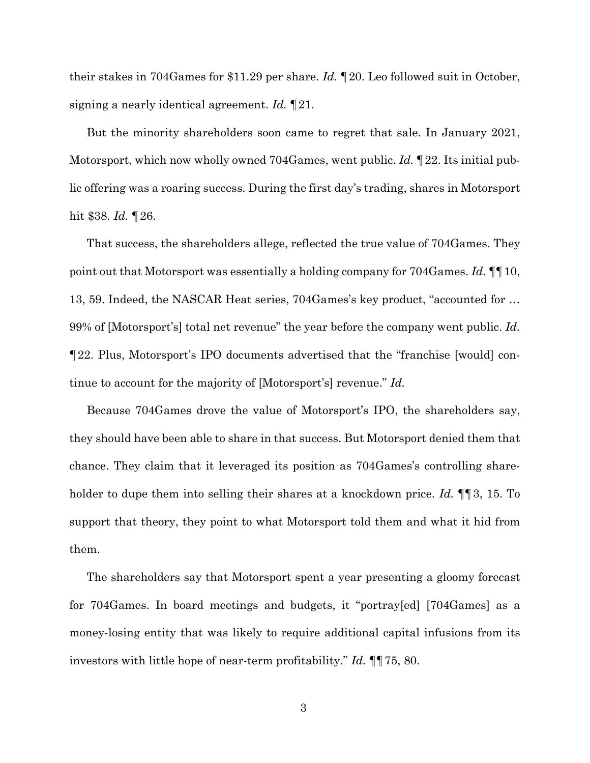their stakes in 704Games for $11.29 per share. *Id.* ¶ 20. Leo followed suit in October, signing a nearly identical agreement. *Id.* ¶ 21.

But the minority shareholders soon came to regret that sale. In January 2021, Motorsport, which now wholly owned 704Games, went public. *Id.* ¶ 22. Its initial public offering was a roaring success. During the first day's trading, shares in Motorsport hit $38. *Id.* ¶ 26.

That success, the shareholders allege, reflected the true value of 704Games. They point out that Motorsport was essentially a holding company for 704Games. *Id.* ¶¶ 10, 13, 59. Indeed, the NASCAR Heat series, 704Games's key product, "accounted for … 99% of [Motorsport's] total net revenue" the year before the company went public. *Id.* ¶ 22. Plus, Motorsport's IPO documents advertised that the "franchise [would] continue to account for the majority of [Motorsport's] revenue." *Id.*

Because 704Games drove the value of Motorsport's IPO, the shareholders say, they should have been able to share in that success. But Motorsport denied them that chance. They claim that it leveraged its position as 704Games's controlling shareholder to dupe them into selling their shares at a knockdown price. *Id.* ¶¶ 3, 15. To support that theory, they point to what Motorsport told them and what it hid from them.

The shareholders say that Motorsport spent a year presenting a gloomy forecast for 704Games. In board meetings and budgets, it "portray[ed] [704Games] as a money-losing entity that was likely to require additional capital infusions from its investors with little hope of near-term profitability." *Id.* ¶¶ 75, 80.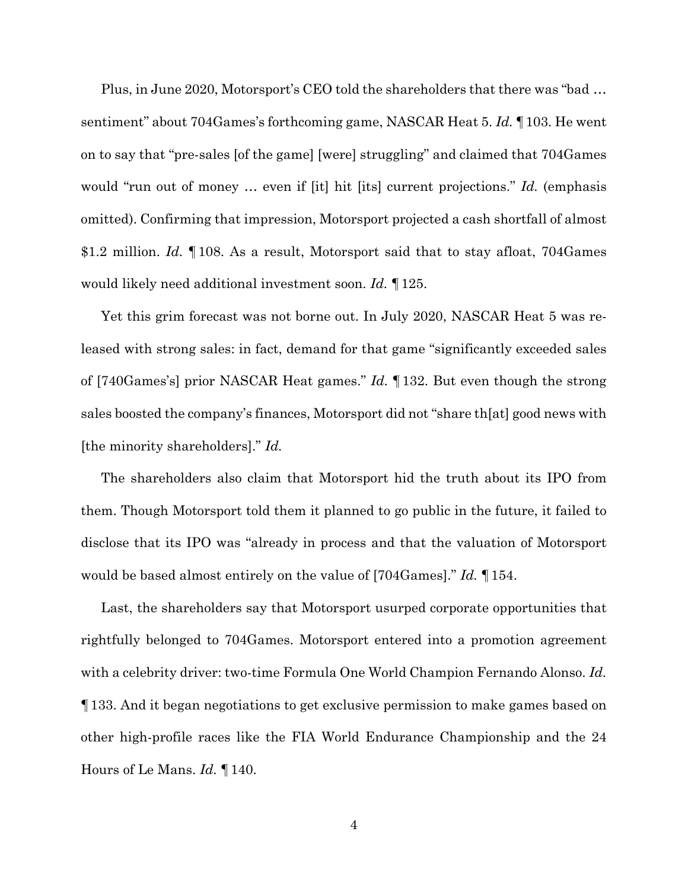Plus, in June 2020, Motorsport's CEO told the shareholders that there was "bad … sentiment" about 704Games's forthcoming game, NASCAR Heat 5. *Id.* ¶ 103. He went on to say that "pre-sales [of the game] [were] struggling" and claimed that 704Games would "run out of money … even if [it] hit [its] current projections." *Id.* (emphasis omitted). Confirming that impression, Motorsport projected a cash shortfall of almost $1.2 million. *Id.* ¶ 108. As a result, Motorsport said that to stay afloat, 704Games would likely need additional investment soon. *Id.* ¶ 125.

Yet this grim forecast was not borne out. In July 2020, NASCAR Heat 5 was released with strong sales: in fact, demand for that game "significantly exceeded sales of [740Games's] prior NASCAR Heat games." *Id.* ¶ 132. But even though the strong sales boosted the company's finances, Motorsport did not "share th[at] good news with [the minority shareholders]." *Id.*

The shareholders also claim that Motorsport hid the truth about its IPO from them. Though Motorsport told them it planned to go public in the future, it failed to disclose that its IPO was "already in process and that the valuation of Motorsport would be based almost entirely on the value of [704Games]." *Id.* ¶ 154.

Last, the shareholders say that Motorsport usurped corporate opportunities that rightfully belonged to 704Games. Motorsport entered into a promotion agreement with a celebrity driver: two-time Formula One World Champion Fernando Alonso. *Id.* ¶ 133. And it began negotiations to get exclusive permission to make games based on other high-profile races like the FIA World Endurance Championship and the 24 Hours of Le Mans. *Id.* ¶ 140.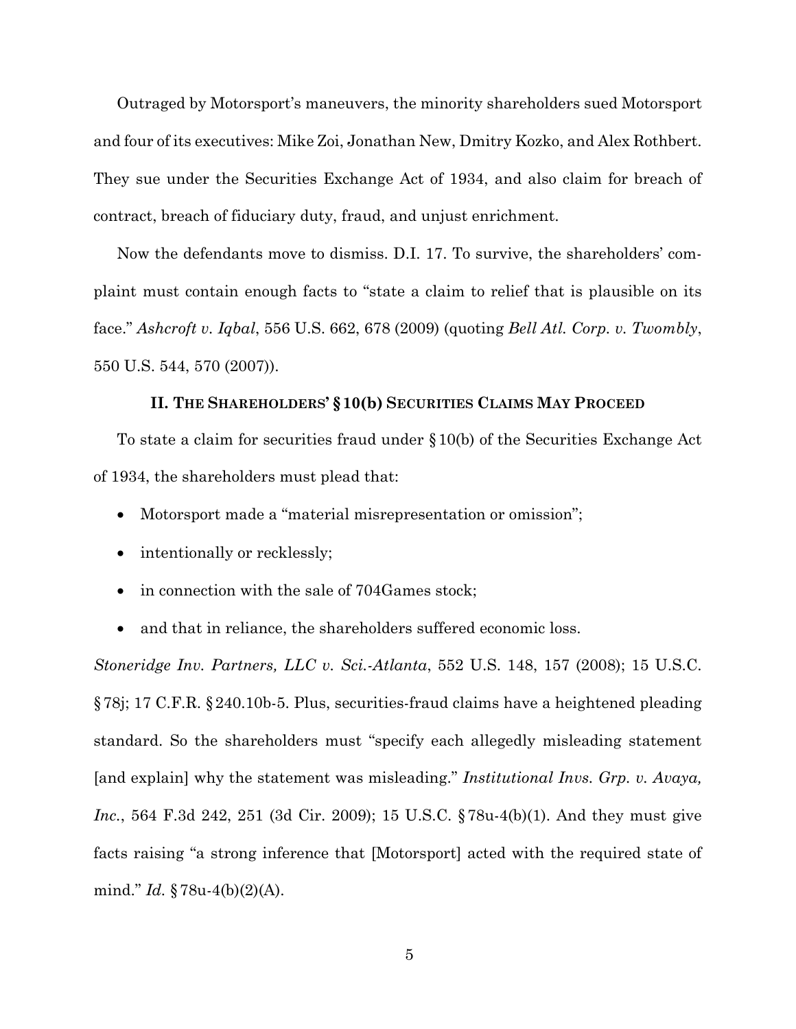Outraged by Motorsport's maneuvers, the minority shareholders sued Motorsport and four of its executives: Mike Zoi, Jonathan New, Dmitry Kozko, and Alex Rothbert. They sue under the Securities Exchange Act of 1934, and also claim for breach of contract, breach of fiduciary duty, fraud, and unjust enrichment.

Now the defendants move to dismiss. D.I. 17. To survive, the shareholders' complaint must contain enough facts to "state a claim to relief that is plausible on its face." *Ashcroft v. Iqbal*, 556 U.S. 662, 678 (2009) (quoting *Bell Atl. Corp. v. Twombly*, 550 U.S. 544, 570 (2007)).

## II. The Shareholders' § 10(b) Securities Claims May Proceed

To state a claim for securities fraud under § 10(b) of the Securities Exchange Act of 1934, the shareholders must plead that:

- Motorsport made a "material misrepresentation or omission";
- intentionally or recklessly;
- in connection with the sale of 704Games stock;
- and that in reliance, the shareholders suffered economic loss.

*Stoneridge Inv. Partners, LLC v. Sci.-Atlanta*, 552 U.S. 148, 157 (2008); 15 U.S.C. § 78j; 17 C.F.R. § 240.10b-5. Plus, securities-fraud claims have a heightened pleading standard. So the shareholders must "specify each allegedly misleading statement [and explain] why the statement was misleading." *Institutional Invs. Grp. v. Avaya, Inc.*, 564 F.3d 242, 251 (3d Cir. 2009); 15 U.S.C. § 78u-4(b)(1). And they must give facts raising "a strong inference that [Motorsport] acted with the required state of mind." *Id.* § 78u-4(b)(2)(A).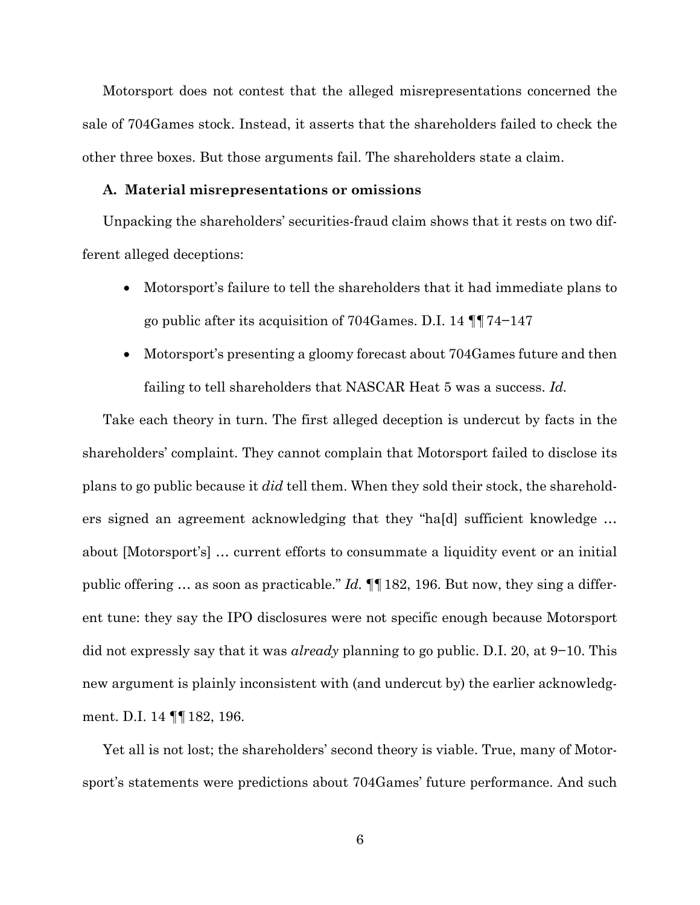Motorsport does not contest that the alleged misrepresentations concerned the sale of 704Games stock. Instead, it asserts that the shareholders failed to check the other three boxes. But those arguments fail. The shareholders state a claim.

### A. Material misrepresentations or omissions

Unpacking the shareholders' securities-fraud claim shows that it rests on two different alleged deceptions:

- Motorsport's failure to tell the shareholders that it had immediate plans to go public after its acquisition of 704Games. D.I. 14 ¶¶ 74–147
- Motorsport's presenting a gloomy forecast about 704Games future and then failing to tell shareholders that NASCAR Heat 5 was a success. *Id.*

Take each theory in turn. The first alleged deception is undercut by facts in the shareholders' complaint. They cannot complain that Motorsport failed to disclose its plans to go public because it *did* tell them. When they sold their stock, the shareholders signed an agreement acknowledging that they "ha[d] sufficient knowledge … about [Motorsport's] … current efforts to consummate a liquidity event or an initial public offering … as soon as practicable." *Id.* ¶¶ 182, 196. But now, they sing a different tune: they say the IPO disclosures were not specific enough because Motorsport did not expressly say that it was *already* planning to go public. D.I. 20, at 9–10. This new argument is plainly inconsistent with (and undercut by) the earlier acknowledgment. D.I. 14 ¶¶ 182, 196.

Yet all is not lost; the shareholders' second theory is viable. True, many of Motorsport's statements were predictions about 704Games' future performance. And such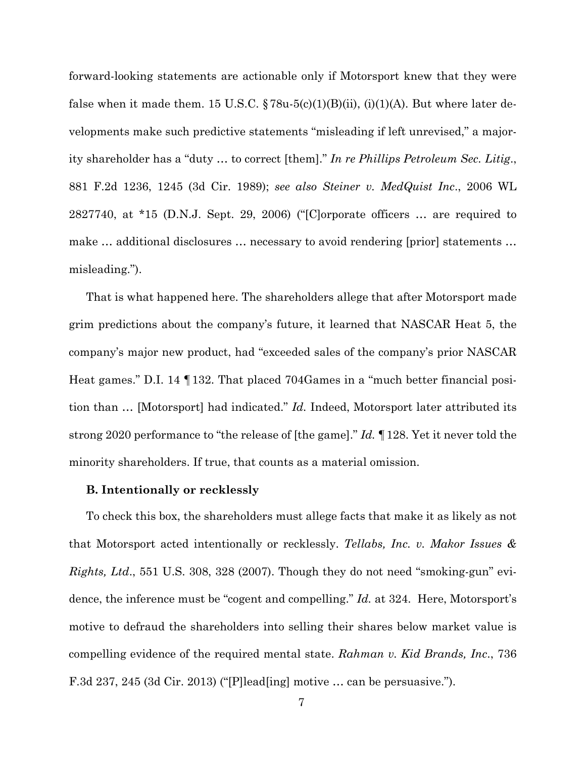forward-looking statements are actionable only if Motorsport knew that they were false when it made them. 15 U.S.C. § 78u-5(c)(1)(B)(ii), (i)(1)(A). But where later developments make such predictive statements "misleading if left unrevised," a majority shareholder has a "duty … to correct [them]." *In re Phillips Petroleum Sec. Litig*., 881 F.2d 1236, 1245 (3d Cir. 1989); *see also Steiner v. MedQuist Inc*., 2006 WL 2827740, at *15 (D.N.J. Sept. 29, 2006) ("[C]orporate officers … are required to make … additional disclosures … necessary to avoid rendering [prior] statements … misleading.").

That is what happened here. The shareholders allege that after Motorsport made grim predictions about the company's future, it learned that NASCAR Heat 5, the company's major new product, had "exceeded sales of the company's prior NASCAR Heat games." D.I. 14 ¶ 132. That placed 704Games in a "much better financial position than … [Motorsport] had indicated." *Id.* Indeed, Motorsport later attributed its strong 2020 performance to "the release of [the game]." *Id.* ¶ 128. Yet it never told the minority shareholders. If true, that counts as a material omission.

### B. Intentionally or recklessly

To check this box, the shareholders must allege facts that make it as likely as not that Motorsport acted intentionally or recklessly. *Tellabs, Inc. v. Makor Issues & Rights, Ltd*., 551 U.S. 308, 328 (2007). Though they do not need "smoking-gun" evidence, the inference must be "cogent and compelling." *Id.* at 324. Here, Motorsport's motive to defraud the shareholders into selling their shares below market value is compelling evidence of the required mental state. *Rahman v. Kid Brands, Inc*., 736 F.3d 237, 245 (3d Cir. 2013) ("[P]lead[ing] motive … can be persuasive.").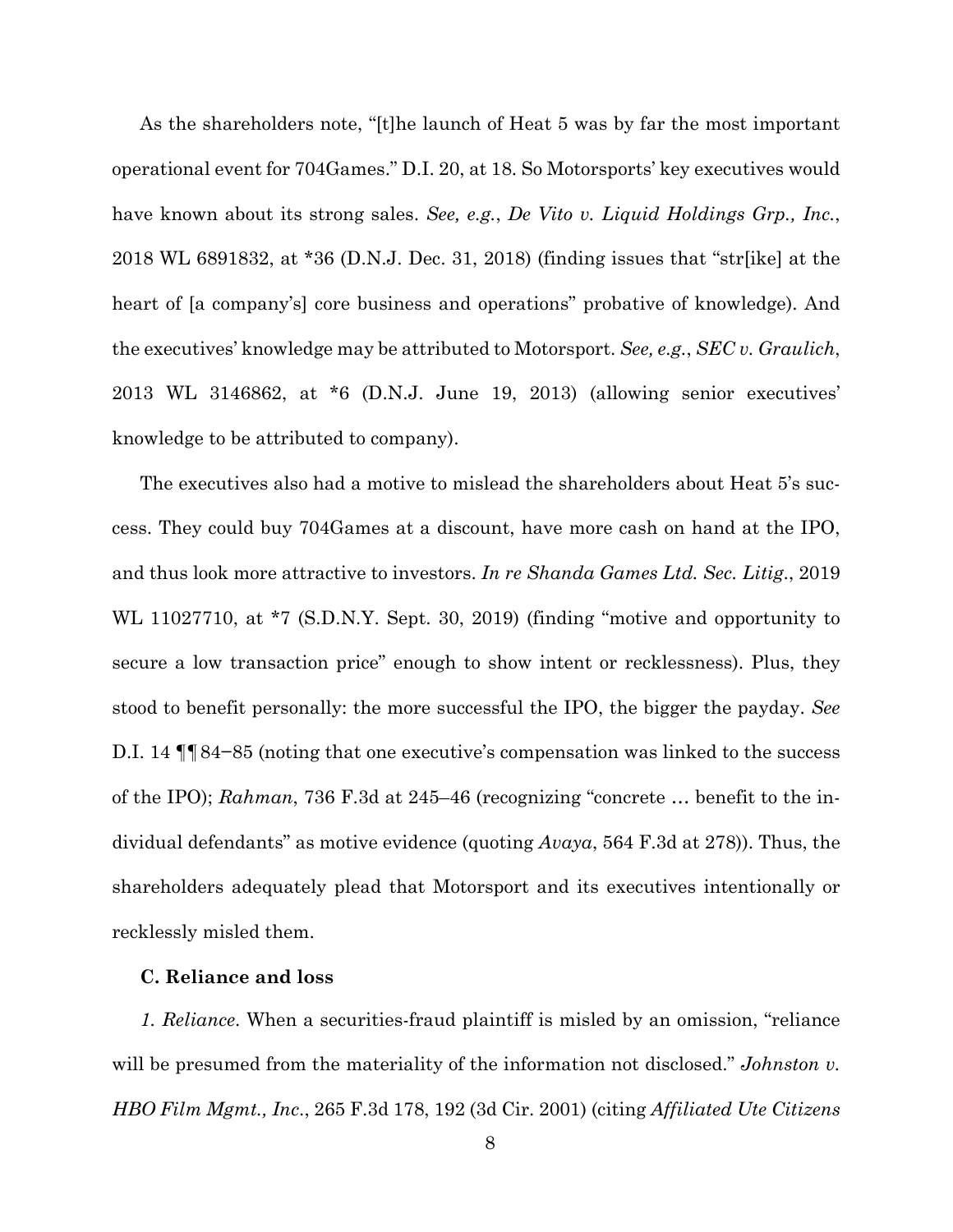As the shareholders note, "[t]he launch of Heat 5 was by far the most important operational event for 704Games." D.I. 20, at 18. So Motorsports' key executives would have known about its strong sales. *See, e.g.*, *De Vito v. Liquid Holdings Grp., Inc.*, 2018 WL 6891832, at *36 (D.N.J. Dec. 31, 2018) (finding issues that "str[ike] at the heart of [a company's] core business and operations" probative of knowledge). And the executives' knowledge may be attributed to Motorsport. *See, e.g.*, *SEC v. Graulich*, 2013 WL 3146862, at *6 (D.N.J. June 19, 2013) (allowing senior executives' knowledge to be attributed to company).

The executives also had a motive to mislead the shareholders about Heat 5's success. They could buy 704Games at a discount, have more cash on hand at the IPO, and thus look more attractive to investors. *In re Shanda Games Ltd. Sec. Litig.*, 2019 WL 11027710, at *7 (S.D.N.Y. Sept. 30, 2019) (finding "motive and opportunity to secure a low transaction price" enough to show intent or recklessness). Plus, they stood to benefit personally: the more successful the IPO, the bigger the payday. *See* D.I. 14 ¶¶ 84–85 (noting that one executive's compensation was linked to the success of the IPO); *Rahman*, 736 F.3d at 245–46 (recognizing "concrete … benefit to the individual defendants" as motive evidence (quoting *Avaya*, 564 F.3d at 278)). Thus, the shareholders adequately plead that Motorsport and its executives intentionally or recklessly misled them.

**C. Reliance and loss**

*1. Reliance*. When a securities-fraud plaintiff is misled by an omission, "reliance will be presumed from the materiality of the information not disclosed." *Johnston v. HBO Film Mgmt., Inc.*, 265 F.3d 178, 192 (3d Cir. 2001) (citing *Affiliated Ute Citizens*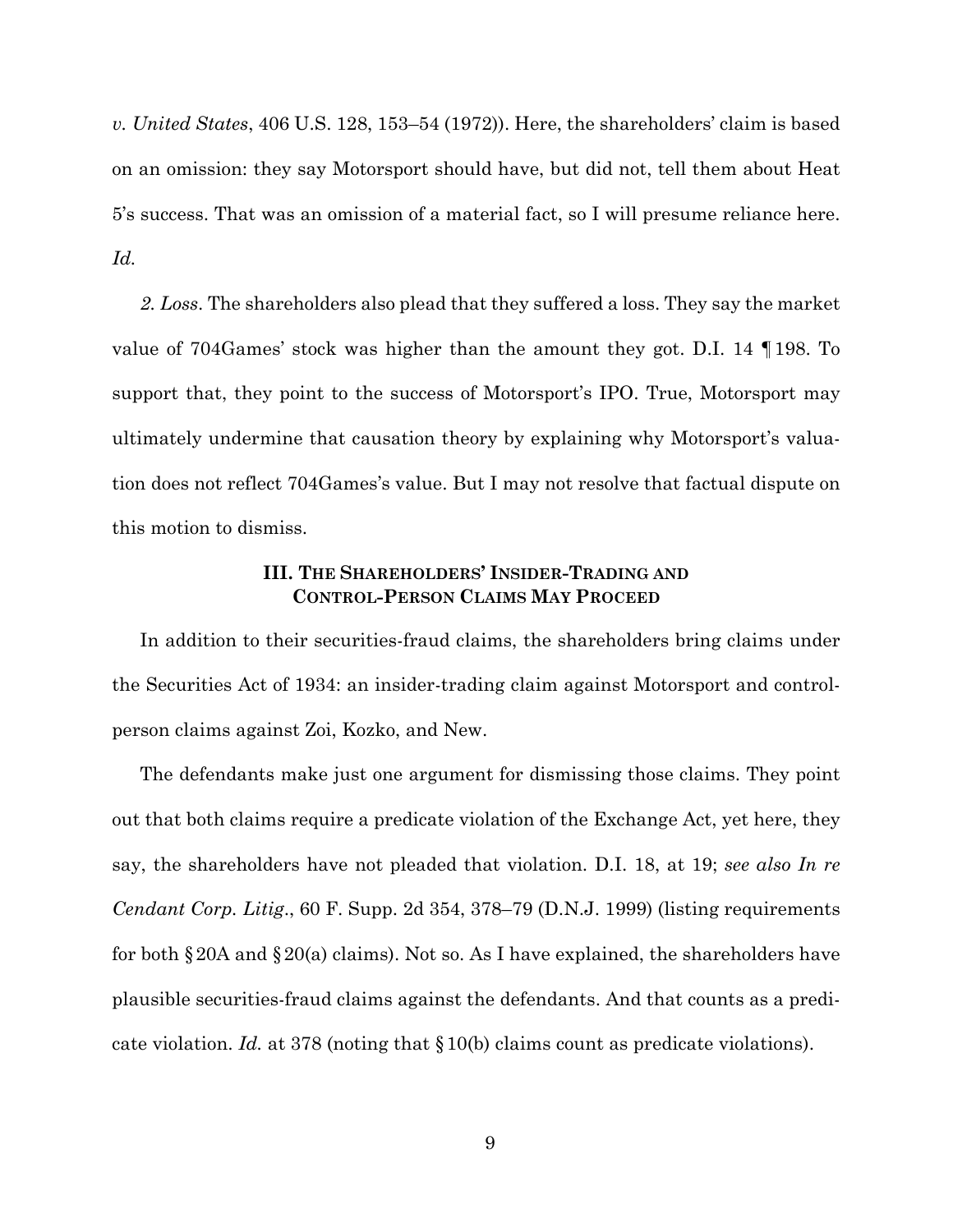*v. United States*, 406 U.S. 128, 153–54 (1972)). Here, the shareholders' claim is based on an omission: they say Motorsport should have, but did not, tell them about Heat 5's success. That was an omission of a material fact, so I will presume reliance here. *Id.*

*2. Loss*. The shareholders also plead that they suffered a loss. They say the market value of 704Games' stock was higher than the amount they got. D.I. 14 ¶ 198. To support that, they point to the success of Motorsport's IPO. True, Motorsport may ultimately undermine that causation theory by explaining why Motorsport's valuation does not reflect 704Games's value. But I may not resolve that factual dispute on this motion to dismiss.

### III. THE SHAREHOLDERS' INSIDER-TRADING AND CONTROL-PERSON CLAIMS MAY PROCEED

In addition to their securities-fraud claims, the shareholders bring claims under the Securities Act of 1934: an insider-trading claim against Motorsport and control-person claims against Zoi, Kozko, and New.

The defendants make just one argument for dismissing those claims. They point out that both claims require a predicate violation of the Exchange Act, yet here, they say, the shareholders have not pleaded that violation. D.I. 18, at 19; *see also In re Cendant Corp. Litig*., 60 F. Supp. 2d 354, 378–79 (D.N.J. 1999) (listing requirements for both § 20A and § 20(a) claims). Not so. As I have explained, the shareholders have plausible securities-fraud claims against the defendants. And that counts as a predicate violation. *Id.* at 378 (noting that § 10(b) claims count as predicate violations).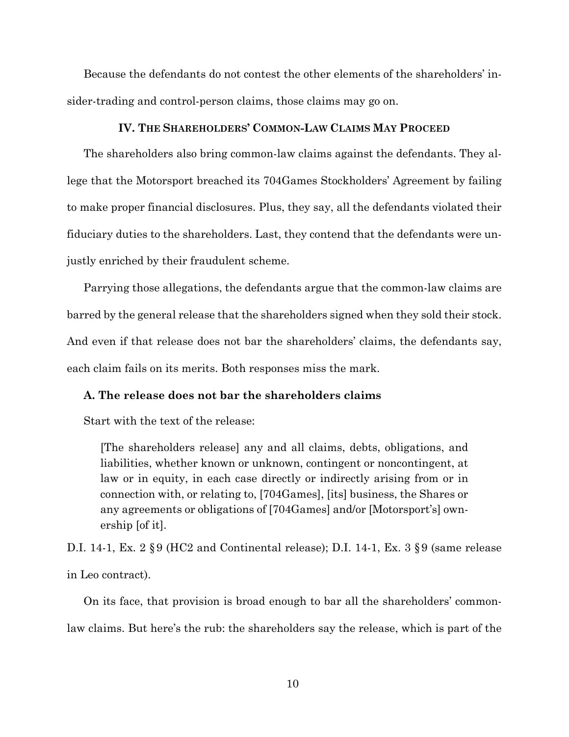Because the defendants do not contest the other elements of the shareholders' insider-trading and control-person claims, those claims may go on.

## IV. The Shareholders' Common-Law Claims May Proceed

The shareholders also bring common-law claims against the defendants. They allege that the Motorsport breached its 704Games Stockholders' Agreement by failing to make proper financial disclosures. Plus, they say, all the defendants violated their fiduciary duties to the shareholders. Last, they contend that the defendants were unjustly enriched by their fraudulent scheme.

Parrying those allegations, the defendants argue that the common-law claims are barred by the general release that the shareholders signed when they sold their stock. And even if that release does not bar the shareholders' claims, the defendants say, each claim fails on its merits. Both responses miss the mark.

### A. The release does not bar the shareholders claims

Start with the text of the release:

> [The shareholders release] any and all claims, debts, obligations, and liabilities, whether known or unknown, contingent or noncontingent, at law or in equity, in each case directly or indirectly arising from or in connection with, or relating to, [704Games], [its] business, the Shares or any agreements or obligations of [704Games] and/or [Motorsport's] ownership [of it].

D.I. 14-1, Ex. 2 §9 (HC2 and Continental release); D.I. 14-1, Ex. 3 §9 (same release in Leo contract).

On its face, that provision is broad enough to bar all the shareholders' common-law claims. But here's the rub: the shareholders say the release, which is part of the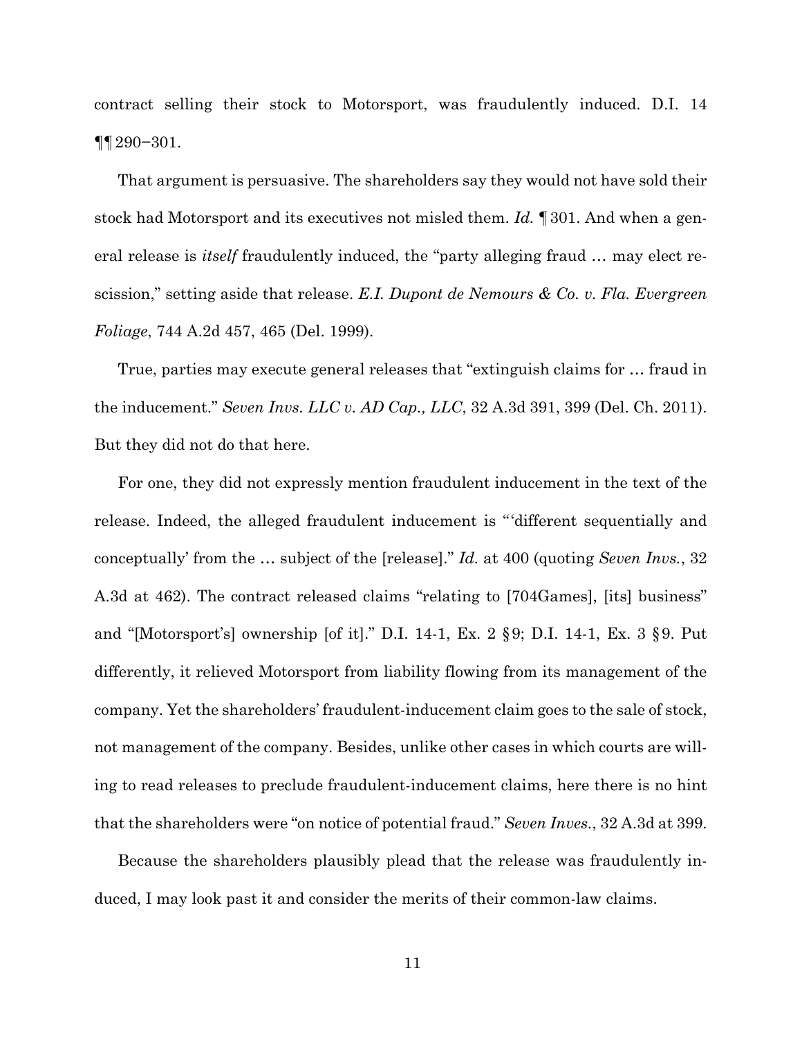contract selling their stock to Motorsport, was fraudulently induced. D.I. 14 ¶¶ 290–301.

That argument is persuasive. The shareholders say they would not have sold their stock had Motorsport and its executives not misled them. *Id.* ¶ 301. And when a general release is *itself* fraudulently induced, the "party alleging fraud … may elect rescission," setting aside that release. *E.I. Dupont de Nemours & Co. v. Fla. Evergreen Foliage*, 744 A.2d 457, 465 (Del. 1999).

True, parties may execute general releases that "extinguish claims for … fraud in the inducement." *Seven Invs. LLC v. AD Cap., LLC*, 32 A.3d 391, 399 (Del. Ch. 2011). But they did not do that here.

For one, they did not expressly mention fraudulent inducement in the text of the release. Indeed, the alleged fraudulent inducement is "'different sequentially and conceptually' from the … subject of the [release]." *Id.* at 400 (quoting *Seven Invs.*, 32 A.3d at 462). The contract released claims "relating to [704Games], [its] business" and "[Motorsport's] ownership [of it]." D.I. 14-1, Ex. 2 § 9; D.I. 14-1, Ex. 3 § 9. Put differently, it relieved Motorsport from liability flowing from its management of the company. Yet the shareholders' fraudulent-inducement claim goes to the sale of stock, not management of the company. Besides, unlike other cases in which courts are willing to read releases to preclude fraudulent-inducement claims, here there is no hint that the shareholders were "on notice of potential fraud." *Seven Inves.*, 32 A.3d at 399.

Because the shareholders plausibly plead that the release was fraudulently induced, I may look past it and consider the merits of their common-law claims.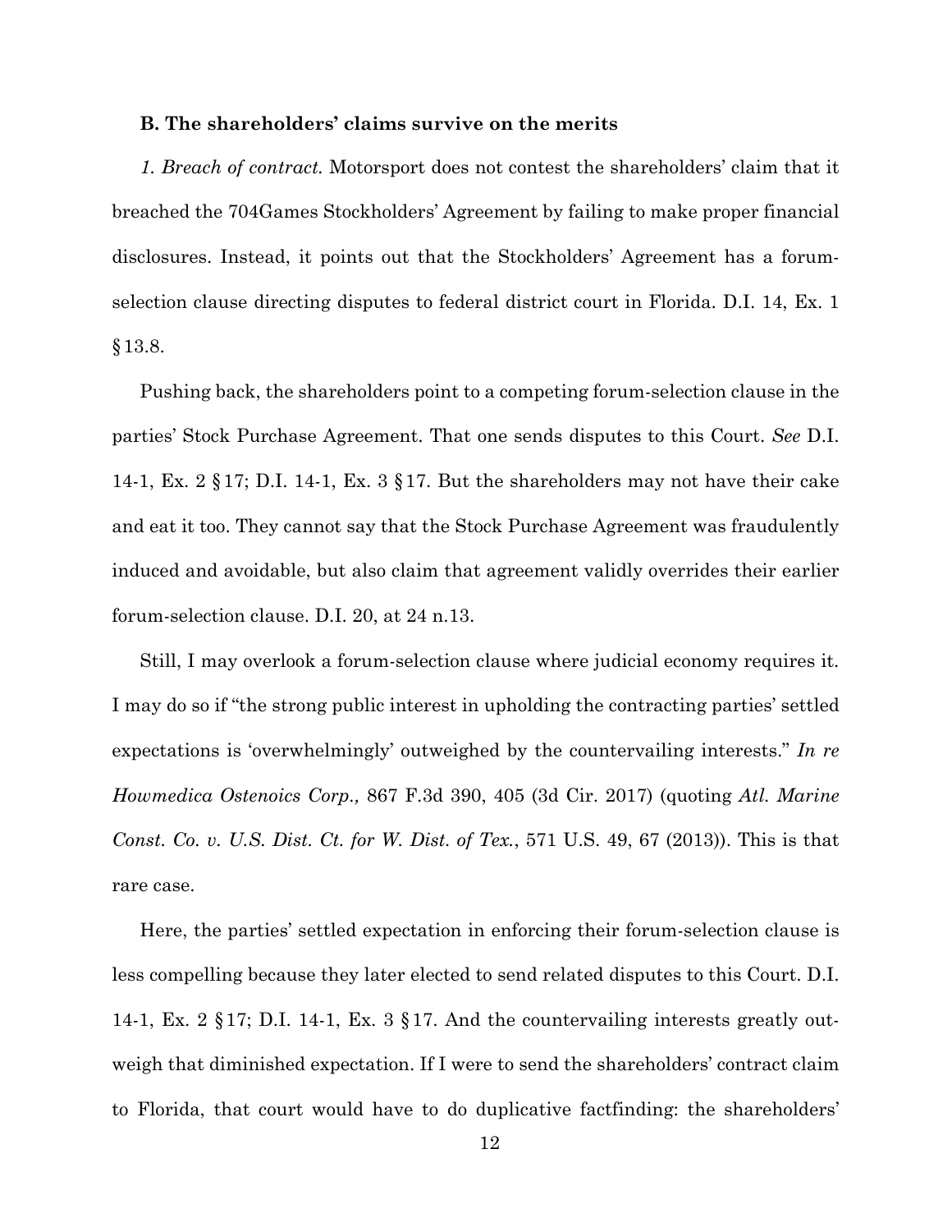### B. The shareholders' claims survive on the merits

*1. Breach of contract.* Motorsport does not contest the shareholders' claim that it breached the 704Games Stockholders' Agreement by failing to make proper financial disclosures. Instead, it points out that the Stockholders' Agreement has a forum-selection clause directing disputes to federal district court in Florida. D.I. 14, Ex. 1 §13.8.

Pushing back, the shareholders point to a competing forum-selection clause in the parties' Stock Purchase Agreement. That one sends disputes to this Court. *See* D.I. 14-1, Ex. 2 §17; D.I. 14-1, Ex. 3 §17. But the shareholders may not have their cake and eat it too. They cannot say that the Stock Purchase Agreement was fraudulently induced and avoidable, but also claim that agreement validly overrides their earlier forum-selection clause. D.I. 20, at 24 n.13.

Still, I may overlook a forum-selection clause where judicial economy requires it. I may do so if "the strong public interest in upholding the contracting parties' settled expectations is 'overwhelmingly' outweighed by the countervailing interests." *In re Howmedica Ostenoics Corp.,* 867 F.3d 390, 405 (3d Cir. 2017) (quoting *Atl. Marine Const. Co. v. U.S. Dist. Ct. for W. Dist. of Tex.*, 571 U.S. 49, 67 (2013)). This is that rare case.

Here, the parties' settled expectation in enforcing their forum-selection clause is less compelling because they later elected to send related disputes to this Court. D.I. 14-1, Ex. 2 §17; D.I. 14-1, Ex. 3 §17. And the countervailing interests greatly outweigh that diminished expectation. If I were to send the shareholders' contract claim to Florida, that court would have to do duplicative factfinding: the shareholders'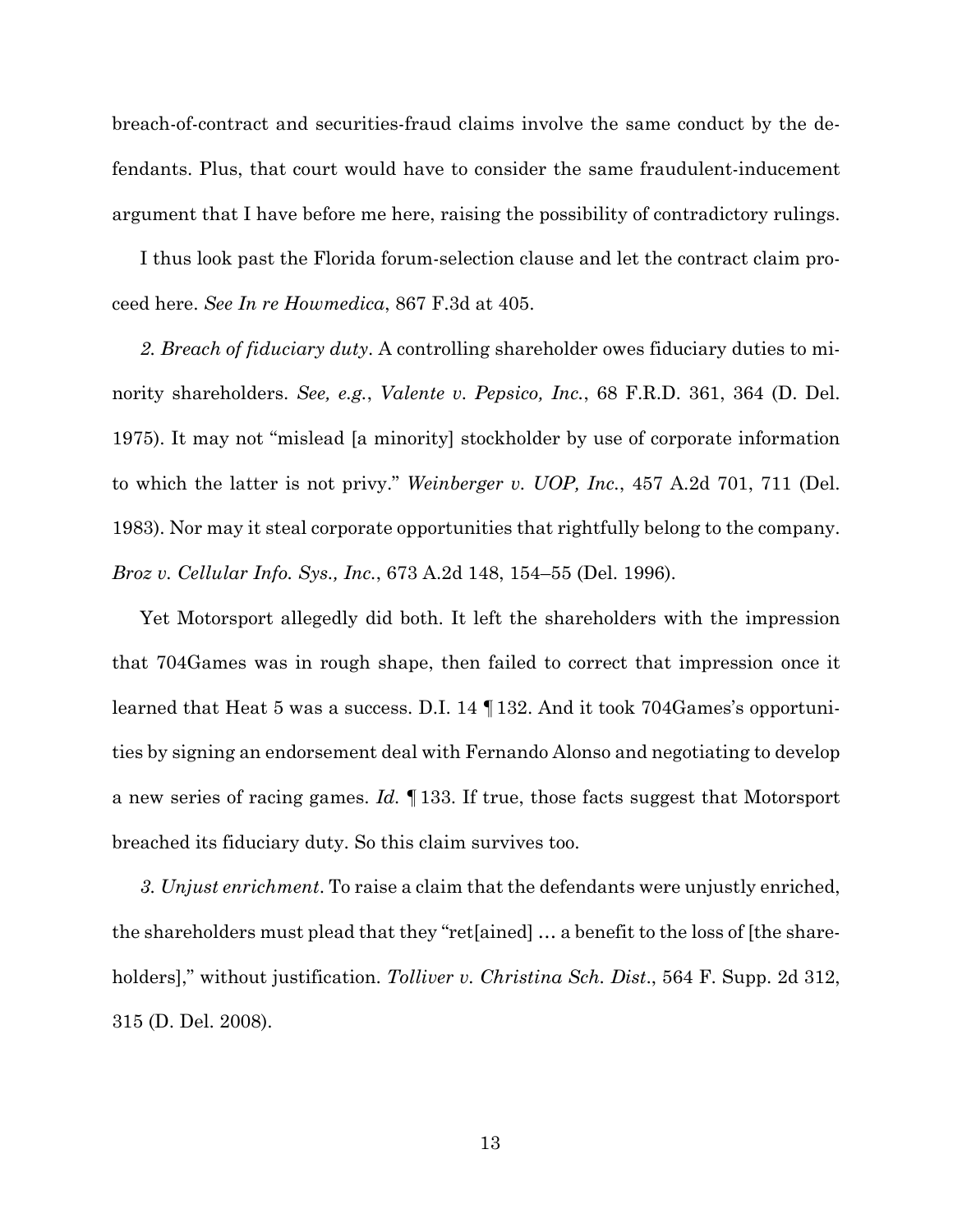breach-of-contract and securities-fraud claims involve the same conduct by the defendants. Plus, that court would have to consider the same fraudulent-inducement argument that I have before me here, raising the possibility of contradictory rulings.

I thus look past the Florida forum-selection clause and let the contract claim proceed here. *See In re Howmedica*, 867 F.3d at 405.

*2. Breach of fiduciary duty*. A controlling shareholder owes fiduciary duties to minority shareholders. *See, e.g.*, *Valente v. Pepsico, Inc.*, 68 F.R.D. 361, 364 (D. Del. 1975). It may not "mislead [a minority] stockholder by use of corporate information to which the latter is not privy." *Weinberger v. UOP, Inc.*, 457 A.2d 701, 711 (Del. 1983). Nor may it steal corporate opportunities that rightfully belong to the company. *Broz v. Cellular Info. Sys., Inc.*, 673 A.2d 148, 154–55 (Del. 1996).

Yet Motorsport allegedly did both. It left the shareholders with the impression that 704Games was in rough shape, then failed to correct that impression once it learned that Heat 5 was a success. D.I. 14 ¶ 132. And it took 704Games's opportunities by signing an endorsement deal with Fernando Alonso and negotiating to develop a new series of racing games. *Id.* ¶ 133. If true, those facts suggest that Motorsport breached its fiduciary duty. So this claim survives too.

*3. Unjust enrichment*. To raise a claim that the defendants were unjustly enriched, the shareholders must plead that they "ret[ained] … a benefit to the loss of [the shareholders]," without justification. *Tolliver v. Christina Sch. Dist.*, 564 F. Supp. 2d 312, 315 (D. Del. 2008).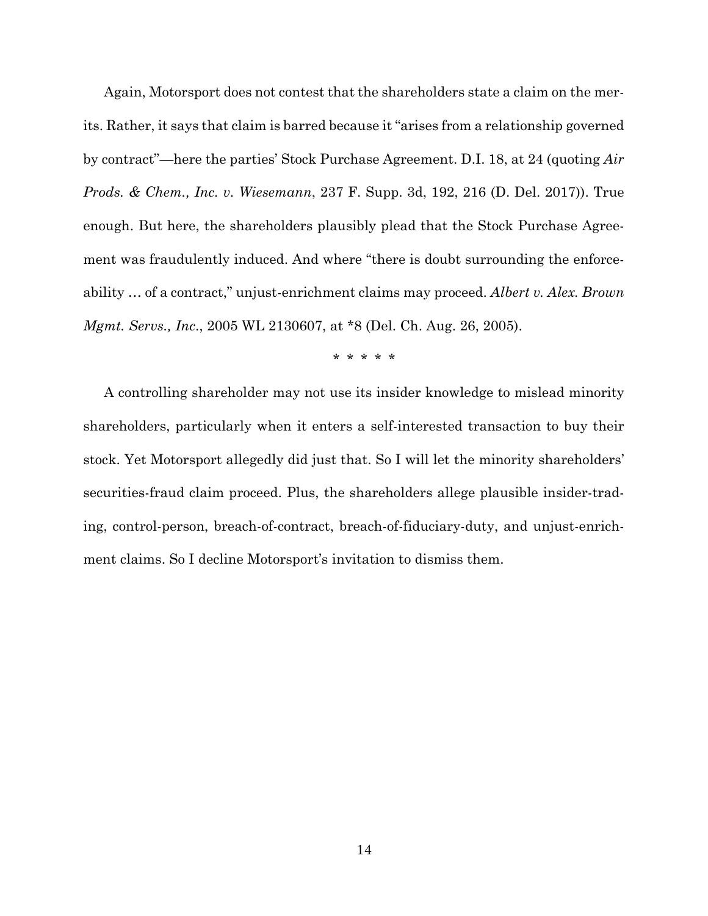Again, Motorsport does not contest that the shareholders state a claim on the merits. Rather, it says that claim is barred because it "arises from a relationship governed by contract"—here the parties' Stock Purchase Agreement. D.I. 18, at 24 (quoting *Air Prods. & Chem., Inc. v. Wiesemann*, 237 F. Supp. 3d, 192, 216 (D. Del. 2017)). True enough. But here, the shareholders plausibly plead that the Stock Purchase Agreement was fraudulently induced. And where "there is doubt surrounding the enforceability … of a contract," unjust-enrichment claims may proceed. *Albert v. Alex. Brown Mgmt. Servs., Inc.*, 2005 WL 2130607, at *8 (Del. Ch. Aug. 26, 2005).

\* \* \* \* \*

A controlling shareholder may not use its insider knowledge to mislead minority shareholders, particularly when it enters a self-interested transaction to buy their stock. Yet Motorsport allegedly did just that. So I will let the minority shareholders' securities-fraud claim proceed. Plus, the shareholders allege plausible insider-trading, control-person, breach-of-contract, breach-of-fiduciary-duty, and unjust-enrichment claims. So I decline Motorsport's invitation to dismiss them.